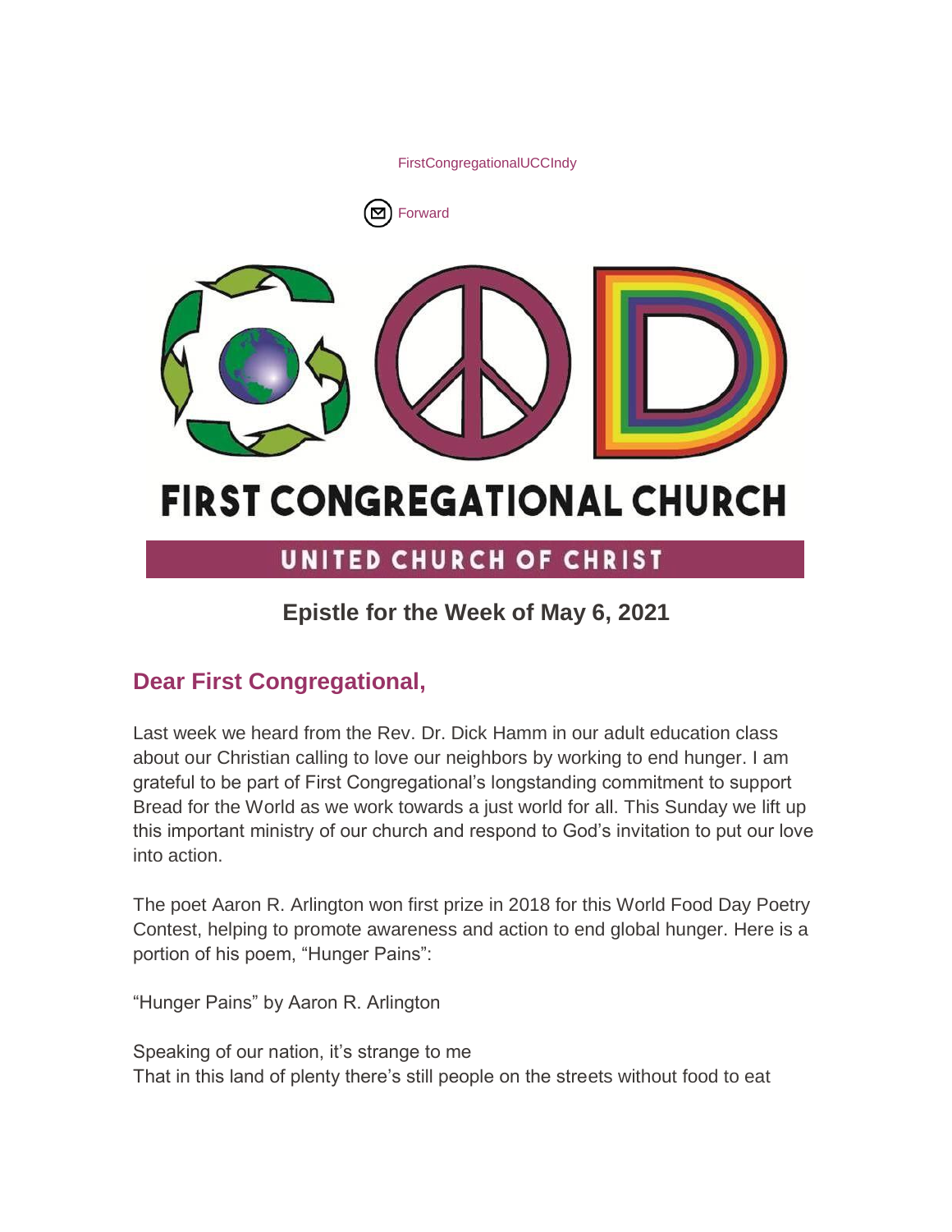FirstCongregationalUCCIndy

Forward

# FIRST CONGREGATIONAL CHURCH

## UNITED CHURCH OF CHRIST

### Epistle for the Week of May 6, 2021

## Dear First Congregational,

Last week we heard from the Rev. Dr. Dick Hamm in our adult education class about our Christian calling to love our neighbors by working to end hunger. I am grateful to be part of First Congregational's longstanding commitment to support Bread for the World as we work towards a just world for all. This Sunday we lift up this important ministry of our church and respond to God's invitation to put our love into action.

The poet Aaron R. Arlington won first prize in 2018 for this World Food Day Poetry Contest, helping to promote awareness and action to end global hunger. Here is a portion of his poem, "Hunger Pains":

"Hunger Pains" by Aaron R. Arlington

Speaking of our nation, it's strange to me
That in this land of plenty there's still people on the streets without food to eat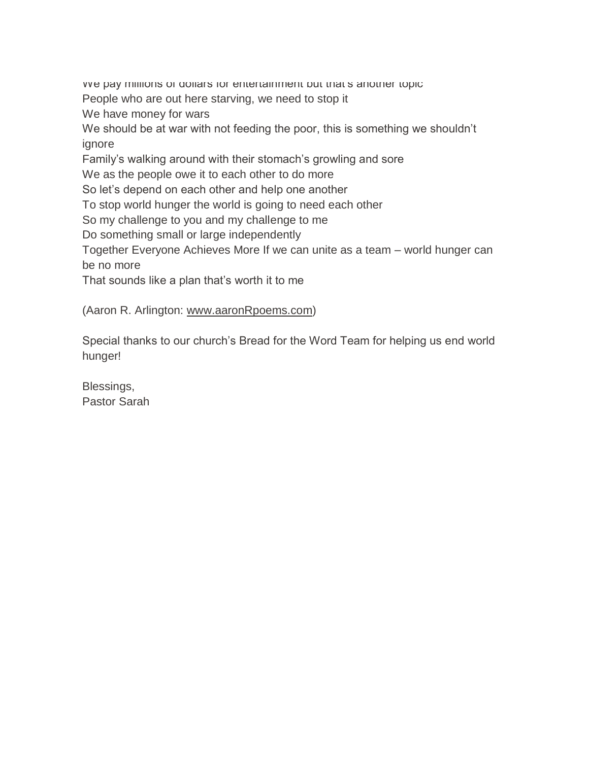We pay millions of dollars for entertainment but that's another topic
People who are out here starving, we need to stop it
We have money for wars
We should be at war with not feeding the poor, this is something we shouldn't ignore
Family's walking around with their stomach's growling and sore
We as the people owe it to each other to do more
So let's depend on each other and help one another
To stop world hunger the world is going to need each other
So my challenge to you and my challenge to me
Do something small or large independently
Together Everyone Achieves More If we can unite as a team – world hunger can be no more
That sounds like a plan that's worth it to me

(Aaron R. Arlington: www.aaronRpoems.com)

Special thanks to our church's Bread for the Word Team for helping us end world hunger!

Blessings,
Pastor Sarah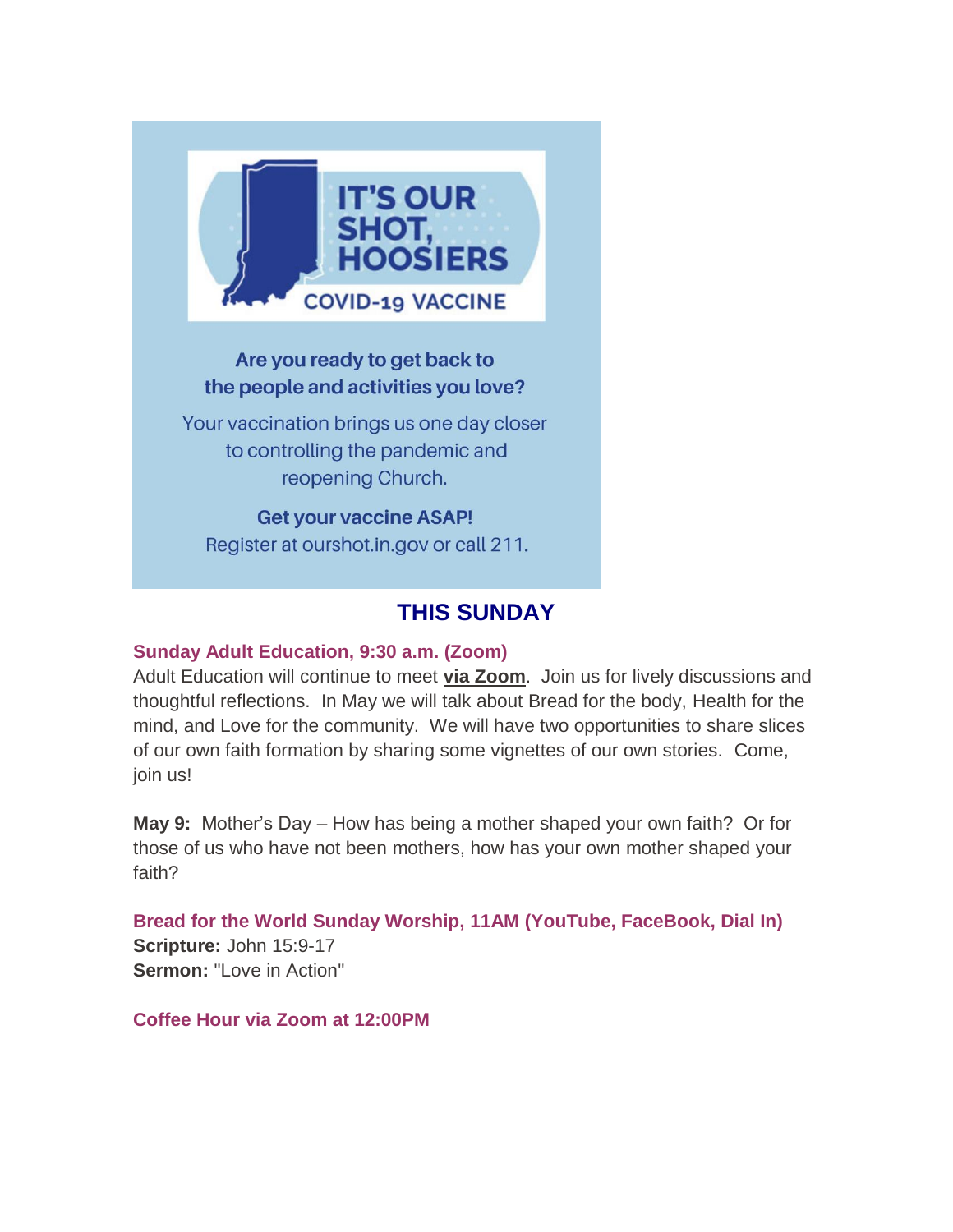IT'S OUR SHOT, HOOSIERS

COVID-19 VACCINE

Are you ready to get back to the people and activities you love?

Your vaccination brings us one day closer to controlling the pandemic and reopening Church.

**Get your vaccine ASAP!**
Register at ourshot.in.gov or call 211.

## THIS SUNDAY

**Sunday Adult Education, 9:30 a.m. (Zoom)**
Adult Education will continue to meet **via Zoom**. Join us for lively discussions and thoughtful reflections. In May we will talk about Bread for the body, Health for the mind, and Love for the community. We will have two opportunities to share slices of our own faith formation by sharing some vignettes of our own stories. Come, join us!

**May 9:** Mother's Day – How has being a mother shaped your own faith? Or for those of us who have not been mothers, how has your own mother shaped your faith?

**Bread for the World Sunday Worship, 11AM (YouTube, FaceBook, Dial In)**
**Scripture:** John 15:9-17
**Sermon:** "Love in Action"

**Coffee Hour via Zoom at 12:00PM**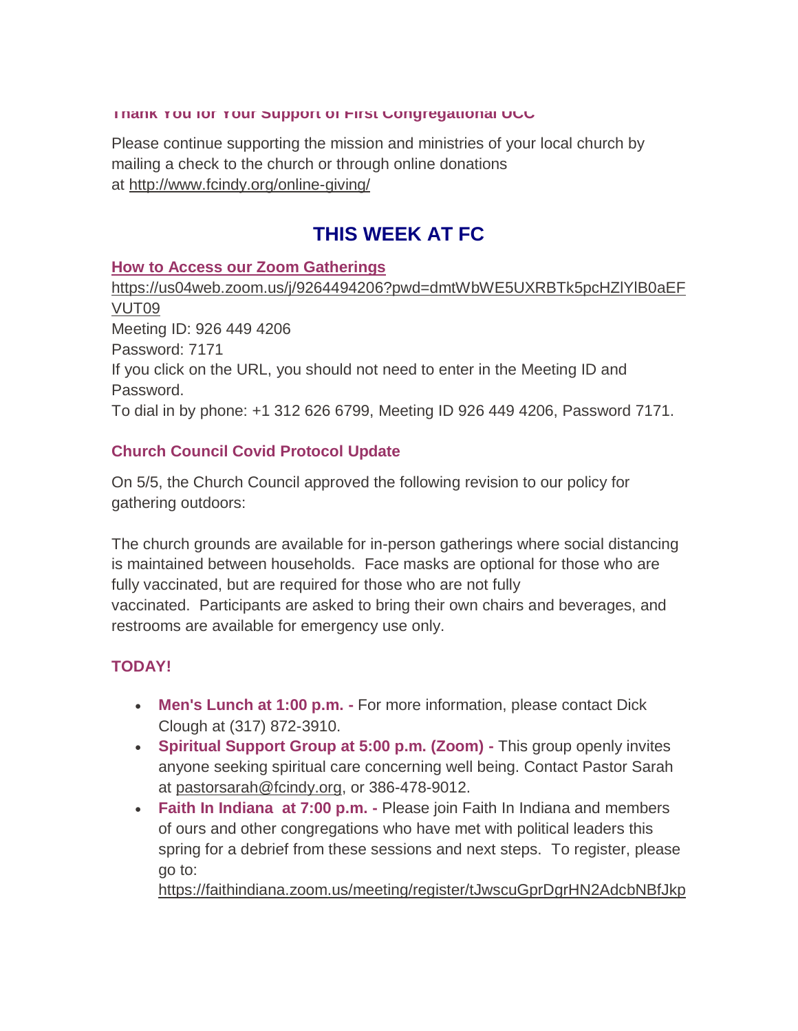**Thank You for Your Support of First Congregational UCC**

Please continue supporting the mission and ministries of your local church by mailing a check to the church or through online donations at http://www.fcindy.org/online-giving/

## THIS WEEK AT FC

**How to Access our Zoom Gatherings**

https://us04web.zoom.us/j/9264494206?pwd=dmtWbWE5UXRBTk5pcHZlYlB0aEFVUT09
Meeting ID: 926 449 4206
Password: 7171
If you click on the URL, you should not need to enter in the Meeting ID and Password.
To dial in by phone: +1 312 626 6799, Meeting ID 926 449 4206, Password 7171.

**Church Council Covid Protocol Update**

On 5/5, the Church Council approved the following revision to our policy for gathering outdoors:

The church grounds are available for in-person gatherings where social distancing is maintained between households. Face masks are optional for those who are fully vaccinated, but are required for those who are not fully vaccinated. Participants are asked to bring their own chairs and beverages, and restrooms are available for emergency use only.

**TODAY!**

- **Men's Lunch at 1:00 p.m. -** For more information, please contact Dick Clough at (317) 872-3910.
- **Spiritual Support Group at 5:00 p.m. (Zoom) -** This group openly invites anyone seeking spiritual care concerning well being. Contact Pastor Sarah at pastorsarah@fcindy.org, or 386-478-9012.
- **Faith In Indiana at 7:00 p.m. -** Please join Faith In Indiana and members of ours and other congregations who have met with political leaders this spring for a debrief from these sessions and next steps. To register, please go to: https://faithindiana.zoom.us/meeting/register/tJwscuGprDgrHN2AdcbNBfJkp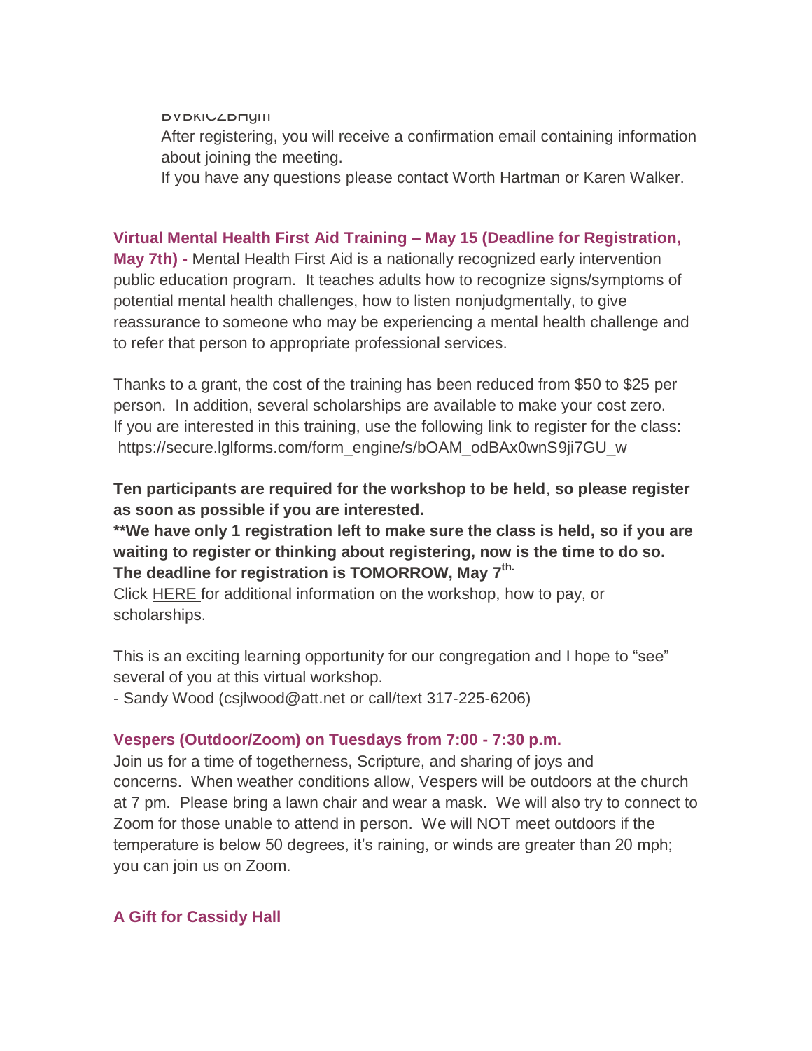BVBkICZBHgm

After registering, you will receive a confirmation email containing information about joining the meeting.

If you have any questions please contact Worth Hartman or Karen Walker.

**Virtual Mental Health First Aid Training – May 15 (Deadline for Registration, May 7th) -** Mental Health First Aid is a nationally recognized early intervention public education program. It teaches adults how to recognize signs/symptoms of potential mental health challenges, how to listen nonjudgmentally, to give reassurance to someone who may be experiencing a mental health challenge and to refer that person to appropriate professional services.

Thanks to a grant, the cost of the training has been reduced from $50 to $25 per person. In addition, several scholarships are available to make your cost zero. If you are interested in this training, use the following link to register for the class: https://secure.lglforms.com/form_engine/s/bOAM_odBAx0wnS9ji7GU_w

**Ten participants are required for the workshop to be held**, **so please register as soon as possible if you are interested.**

****We have only 1 registration left to make sure the class is held, so if you are waiting to register or thinking about registering, now is the time to do so. The deadline for registration is TOMORROW, May 7th.**

Click HERE for additional information on the workshop, how to pay, or scholarships.

This is an exciting learning opportunity for our congregation and I hope to "see" several of you at this virtual workshop.

- Sandy Wood (csjlwood@att.net or call/text 317-225-6206)

**Vespers (Outdoor/Zoom) on Tuesdays from 7:00 - 7:30 p.m.**

Join us for a time of togetherness, Scripture, and sharing of joys and concerns. When weather conditions allow, Vespers will be outdoors at the church at 7 pm. Please bring a lawn chair and wear a mask. We will also try to connect to Zoom for those unable to attend in person. We will NOT meet outdoors if the temperature is below 50 degrees, it's raining, or winds are greater than 20 mph; you can join us on Zoom.

**A Gift for Cassidy Hall**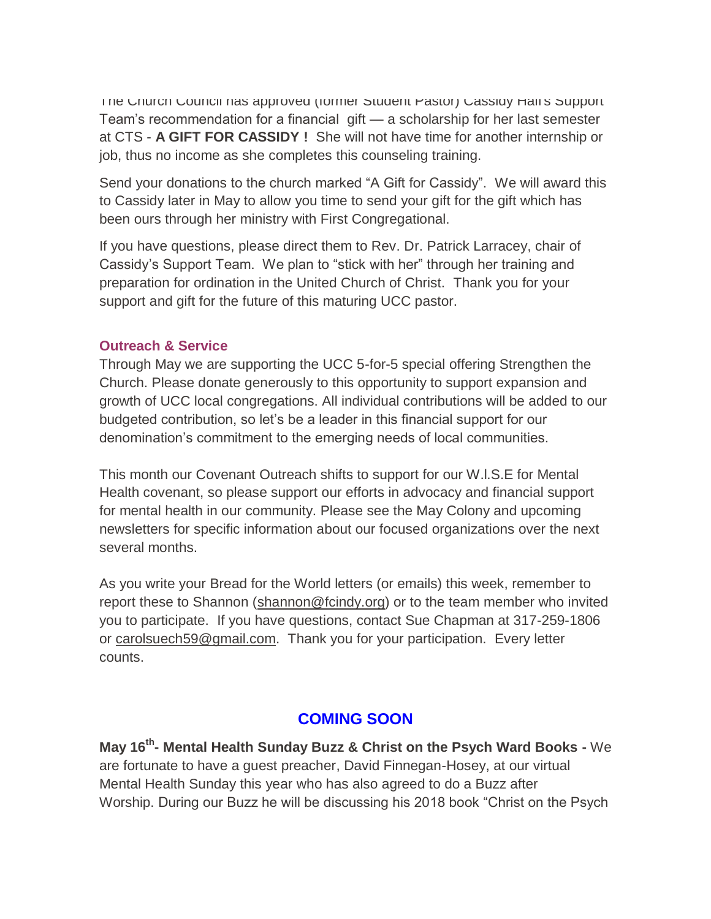The Church Council has approved (former Student Pastor) Cassidy Hall's Support Team's recommendation for a financial gift — a scholarship for her last semester at CTS - **A GIFT FOR CASSIDY !** She will not have time for another internship or job, thus no income as she completes this counseling training.

Send your donations to the church marked "A Gift for Cassidy". We will award this to Cassidy later in May to allow you time to send your gift for the gift which has been ours through her ministry with First Congregational.

If you have questions, please direct them to Rev. Dr. Patrick Larracey, chair of Cassidy's Support Team. We plan to "stick with her" through her training and preparation for ordination in the United Church of Christ. Thank you for your support and gift for the future of this maturing UCC pastor.

### Outreach & Service

Through May we are supporting the UCC 5-for-5 special offering Strengthen the Church. Please donate generously to this opportunity to support expansion and growth of UCC local congregations. All individual contributions will be added to our budgeted contribution, so let's be a leader in this financial support for our denomination's commitment to the emerging needs of local communities.

This month our Covenant Outreach shifts to support for our W.I.S.E for Mental Health covenant, so please support our efforts in advocacy and financial support for mental health in our community. Please see the May Colony and upcoming newsletters for specific information about our focused organizations over the next several months.

As you write your Bread for the World letters (or emails) this week, remember to report these to Shannon (shannon@fcindy.org) or to the team member who invited you to participate. If you have questions, contact Sue Chapman at 317-259-1806 or carolsuech59@gmail.com. Thank you for your participation. Every letter counts.

## COMING SOON

**May 16th- Mental Health Sunday Buzz & Christ on the Psych Ward Books -** We are fortunate to have a guest preacher, David Finnegan-Hosey, at our virtual Mental Health Sunday this year who has also agreed to do a Buzz after Worship. During our Buzz he will be discussing his 2018 book "Christ on the Psych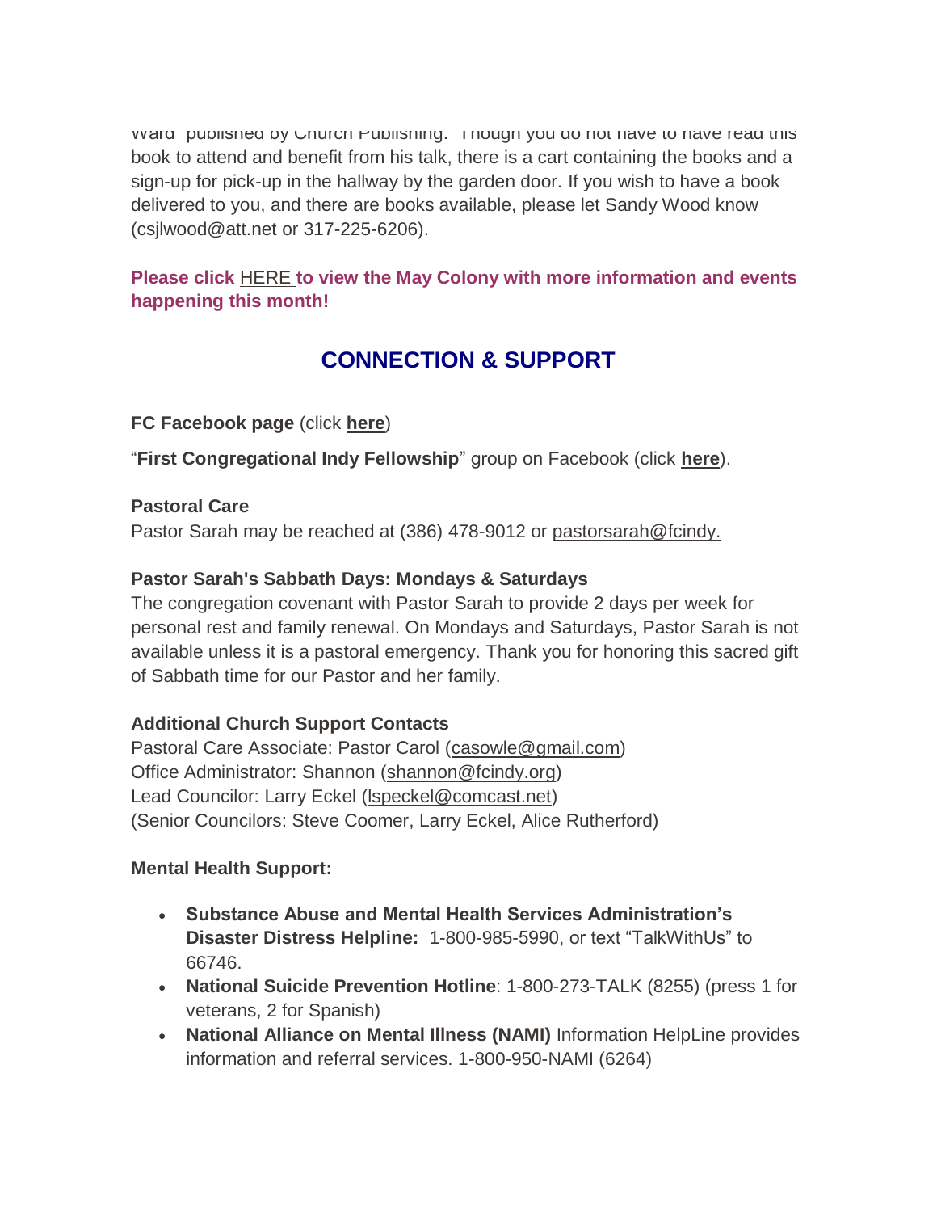Ward" published by Church Publishing. Though you do not have to have read this book to attend and benefit from his talk, there is a cart containing the books and a sign-up for pick-up in the hallway by the garden door. If you wish to have a book delivered to you, and there are books available, please let Sandy Wood know (csjlwood@att.net or 317-225-6206).

**Please click HERE to view the May Colony with more information and events happening this month!**

## CONNECTION & SUPPORT

**FC Facebook page** (click **here**)

"**First Congregational Indy Fellowship**" group on Facebook (click **here**).

**Pastoral Care**
Pastor Sarah may be reached at (386) 478-9012 or pastorsarah@fcindy.

**Pastor Sarah's Sabbath Days: Mondays & Saturdays**
The congregation covenant with Pastor Sarah to provide 2 days per week for personal rest and family renewal. On Mondays and Saturdays, Pastor Sarah is not available unless it is a pastoral emergency. Thank you for honoring this sacred gift of Sabbath time for our Pastor and her family.

**Additional Church Support Contacts**
Pastoral Care Associate: Pastor Carol (casowle@gmail.com)
Office Administrator: Shannon (shannon@fcindy.org)
Lead Councilor: Larry Eckel (lspeckel@comcast.net)
(Senior Councilors: Steve Coomer, Larry Eckel, Alice Rutherford)

**Mental Health Support:**

- **Substance Abuse and Mental Health Services Administration's Disaster Distress Helpline:** 1-800-985-5990, or text "TalkWithUs" to 66746.
- **National Suicide Prevention Hotline**: 1-800-273-TALK (8255) (press 1 for veterans, 2 for Spanish)
- **National Alliance on Mental Illness (NAMI)** Information HelpLine provides information and referral services. 1-800-950-NAMI (6264)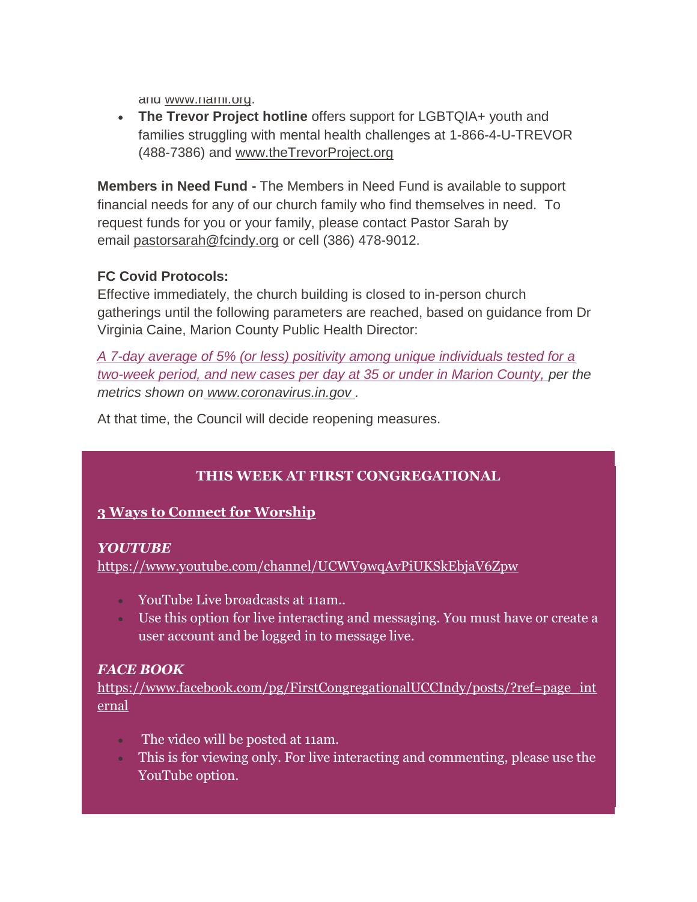and www.nami.org.

- **The Trevor Project hotline** offers support for LGBTQIA+ youth and families struggling with mental health challenges at 1-866-4-U-TREVOR (488-7386) and www.theTrevorProject.org

**Members in Need Fund -** The Members in Need Fund is available to support financial needs for any of our church family who find themselves in need. To request funds for you or your family, please contact Pastor Sarah by email pastorsarah@fcindy.org or cell (386) 478-9012.

**FC Covid Protocols:**

Effective immediately, the church building is closed to in-person church gatherings until the following parameters are reached, based on guidance from Dr Virginia Caine, Marion County Public Health Director:

*A 7-day average of 5% (or less) positivity among unique individuals tested for a two-week period, and new cases per day at 35 or under in Marion County, per the metrics shown on www.coronavirus.in.gov .*

At that time, the Council will decide reopening measures.

**THIS WEEK AT FIRST CONGREGATIONAL**

**3 Ways to Connect for Worship**

***YOUTUBE***

https://www.youtube.com/channel/UCWV9wqAvPiUKSkEbjaV6Zpw

- YouTube Live broadcasts at 11am..
- Use this option for live interacting and messaging. You must have or create a user account and be logged in to message live.

***FACE BOOK***

https://www.facebook.com/pg/FirstCongregationalUCCIndy/posts/?ref=page_internal

- The video will be posted at 11am.
- This is for viewing only. For live interacting and commenting, please use the YouTube option.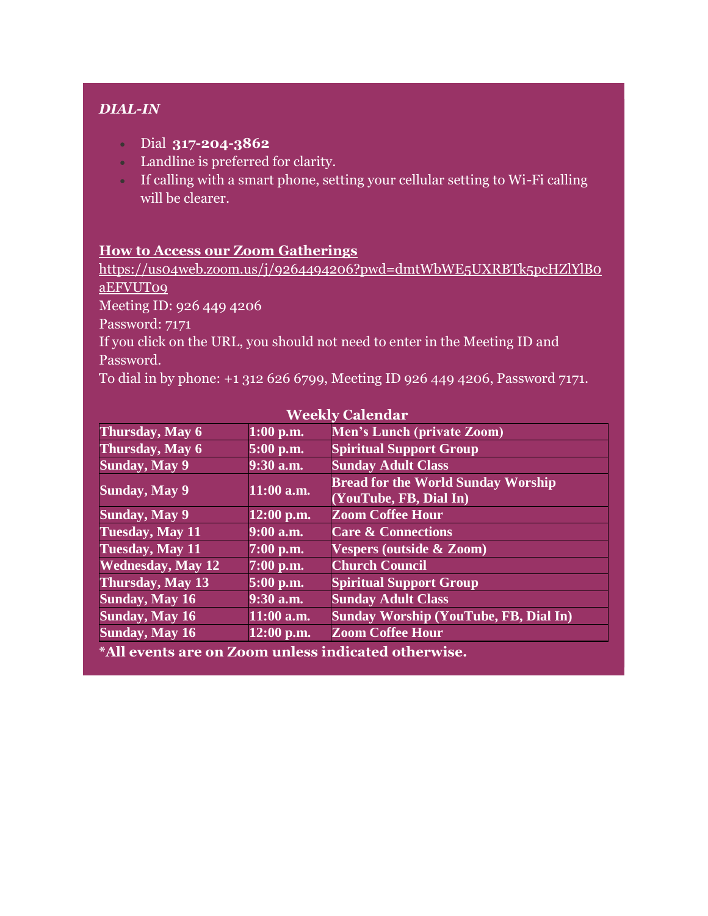***DIAL-IN***

- Dial **317-204-3862**
- Landline is preferred for clarity.
- If calling with a smart phone, setting your cellular setting to Wi-Fi calling will be clearer.

**How to Access our Zoom Gatherings**

https://us04web.zoom.us/j/9264494206?pwd=dmtWbWE5UXRBTk5pcHZlYlB0aEFVUT09

Meeting ID: 926 449 4206

Password: 7171

If you click on the URL, you should not need to enter in the Meeting ID and Password.

To dial in by phone: +1 312 626 6799, Meeting ID 926 449 4206, Password 7171.

**Weekly Calendar**

| | | |
|---|---|---|
| **Thursday, May 6** | **1:00 p.m.** | **Men's Lunch (private Zoom)** |
| **Thursday, May 6** | **5:00 p.m.** | **Spiritual Support Group** |
| **Sunday, May 9** | **9:30 a.m.** | **Sunday Adult Class** |
| **Sunday, May 9** | **11:00 a.m.** | **Bread for the World Sunday Worship (YouTube, FB, Dial In)** |
| **Sunday, May 9** | **12:00 p.m.** | **Zoom Coffee Hour** |
| **Tuesday, May 11** | **9:00 a.m.** | **Care & Connections** |
| **Tuesday, May 11** | **7:00 p.m.** | **Vespers (outside & Zoom)** |
| **Wednesday, May 12** | **7:00 p.m.** | **Church Council** |
| **Thursday, May 13** | **5:00 p.m.** | **Spiritual Support Group** |
| **Sunday, May 16** | **9:30 a.m.** | **Sunday Adult Class** |
| **Sunday, May 16** | **11:00 a.m.** | **Sunday Worship (YouTube, FB, Dial In)** |
| **Sunday, May 16** | **12:00 p.m.** | **Zoom Coffee Hour** |

**\*All events are on Zoom unless indicated otherwise.**